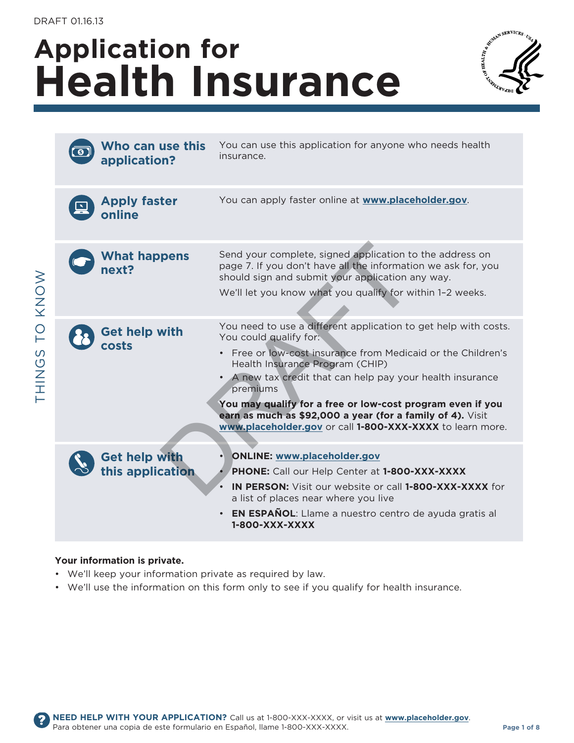DRAFT 01.16.13

# Application for Health Insurance

## THINGS TO KNOW

### Who can use this application?

You can use this application for anyone who needs health insurance.

### Apply faster online

You can apply faster online at **www.placeholder.gov**.

### What happens next?

Send your complete, signed application to the address on page 7. If you don't have all the information we ask for, you should sign and submit your application any way.

We'll let you know what you qualify for within 1–2 weeks.

### Get help with costs

You need to use a different application to get help with costs. You could qualify for:

- Free or low-cost insurance from Medicaid or the Children's Health Insurance Program (CHIP)
- A new tax credit that can help pay your health insurance premiums

**You may qualify for a free or low-cost program even if you earn as much as $92,000 a year (for a family of 4).** Visit www.placeholder.gov or call **1-800-XXX-XXXX** to learn more.

### Get help with this application

- **ONLINE:** www.placeholder.gov
- **PHONE:** Call our Help Center at **1-800-XXX-XXXX**
- **IN PERSON:** Visit our website or call **1-800-XXX-XXXX** for a list of places near where you live
- **EN ESPAÑOL**: Llame a nuestro centro de ayuda gratis al **1-800-XXX-XXXX**

**Your information is private.**

- We'll keep your information private as required by law.
- We'll use the information on this form only to see if you qualify for health insurance.

**NEED HELP WITH YOUR APPLICATION?** Call us at 1-800-XXX-XXXX, or visit us at **www.placeholder.gov**.
Para obtener una copia de este formulario en Español, llame 1-800-XXX-XXXX.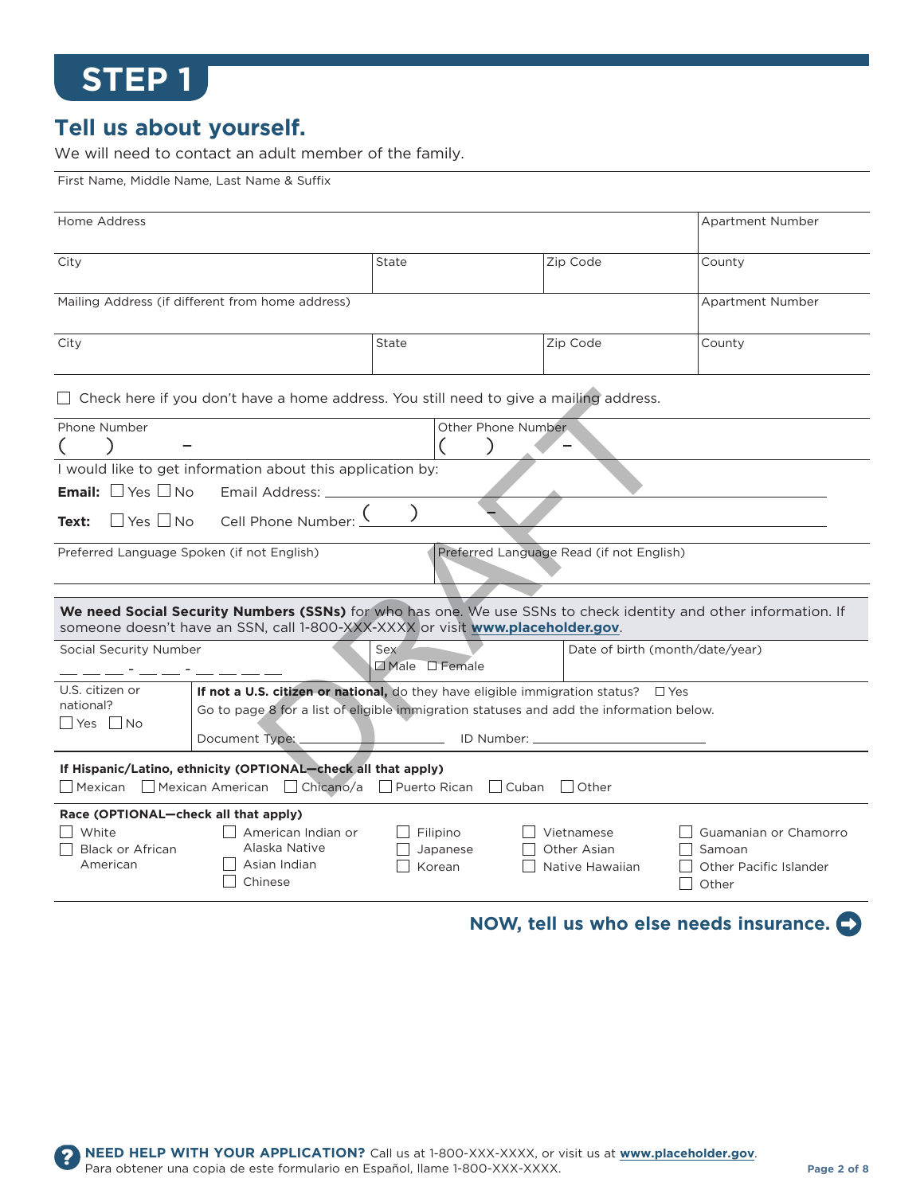# STEP 1

## Tell us about yourself.

We will need to contact an adult member of the family.

First Name, Middle Name, Last Name & Suffix

| Home Address | | | Apartment Number |
|---|---|---|---|
| City | State | Zip Code | County |
| Mailing Address (if different from home address) | | | Apartment Number |
| City | State | Zip Code | County |

☐ Check here if you don't have a home address. You still need to give a mailing address.

| Phone Number ( ) – | Other Phone Number ( ) – |
|---|---|

I would like to get information about this application by:

**Email:** ☐ Yes ☐ No Email Address: ______________________________

**Text:** ☐ Yes ☐ No Cell Phone Number: ( ) – ______________________________

| Preferred Language Spoken (if not English) | Preferred Language Read (if not English) |
|---|---|

**We need Social Security Numbers (SSNs)** for who has one. We use SSNs to check identity and other information. If someone doesn't have an SSN, call 1-800-XXX-XXXX or visit **www.placeholder.gov**.

| Social Security Number | Sex | Date of birth (month/date/year) |
|---|---|---|
| ___ ___ ___ - ___ ___ - ___ ___ ___ ___ | ☑ Male ☐ Female | |

| U.S. citizen or national? ☐ Yes ☐ No | **If not a U.S. citizen or national,** do they have eligible immigration status? ☐ Yes<br>Go to page 8 for a list of eligible immigration statuses and add the information below.<br>Document Type: ______________ ID Number: ______________ |
|---|---|

**If Hispanic/Latino, ethnicity (OPTIONAL—check all that apply)**

☐ Mexican ☐ Mexican American ☐ Chicano/a ☐ Puerto Rican ☐ Cuban ☐ Other

**Race (OPTIONAL—check all that apply)**

- ☐ White
- ☐ Black or African American
- ☐ American Indian or Alaska Native
- ☐ Asian Indian
- ☐ Chinese
- ☐ Filipino
- ☐ Japanese
- ☐ Korean
- ☐ Vietnamese
- ☐ Other Asian
- ☐ Native Hawaiian
- ☐ Guamanian or Chamorro
- ☐ Samoan
- ☐ Other Pacific Islander
- ☐ Other

**NOW, tell us who else needs insurance.** ➔

**NEED HELP WITH YOUR APPLICATION?** Call us at 1-800-XXX-XXXX, or visit us at **www.placeholder.gov**.
Para obtener una copia de este formulario en Español, llame 1-800-XXX-XXXX.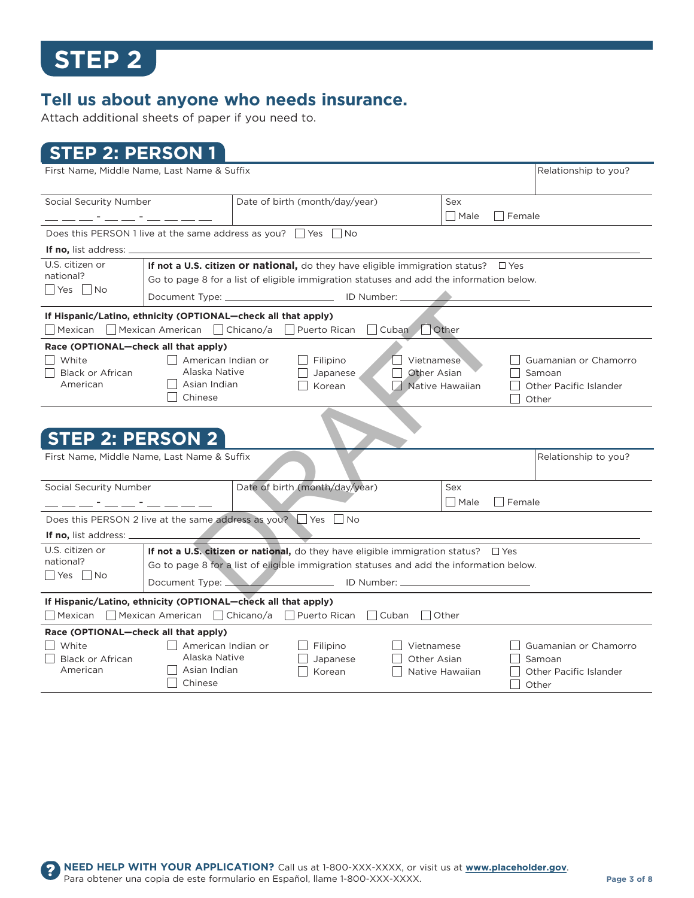# STEP 2

## Tell us about anyone who needs insurance.

Attach additional sheets of paper if you need to.

## STEP 2: PERSON 1

First Name, Middle Name, Last Name & Suffix | Relationship to you?

Social Security Number ___ ___ ___ - ___ ___ - ___ ___ ___ ___ | Date of birth (month/day/year) | Sex ☐ Male ☐ Female

Does this PERSON 1 live at the same address as you? ☐ Yes ☐ No

**If no,** list address: ______________________________

U.S. citizen or national? ☐ Yes ☐ No

**If not a U.S. citizen or national,** do they have eligible immigration status? ☐ Yes
Go to page 8 for a list of eligible immigration statuses and add the information below.

Document Type: ____________________ ID Number: ____________________

**If Hispanic/Latino, ethnicity (OPTIONAL—check all that apply)**

☐ Mexican ☐ Mexican American ☐ Chicano/a ☐ Puerto Rican ☐ Cuban ☐ Other

**Race (OPTIONAL—check all that apply)**

- ☐ White
- ☐ Black or African American
- ☐ American Indian or Alaska Native
- ☐ Asian Indian
- ☐ Chinese
- ☐ Filipino
- ☐ Japanese
- ☐ Korean
- ☐ Vietnamese
- ☐ Other Asian
- ☐ Native Hawaiian
- ☐ Guamanian or Chamorro
- ☐ Samoan
- ☐ Other Pacific Islander
- ☐ Other

## STEP 2: PERSON 2

First Name, Middle Name, Last Name & Suffix | Relationship to you?

Social Security Number ___ ___ ___ - ___ ___ - ___ ___ ___ ___ | Date of birth (month/day/year) | Sex ☐ Male ☐ Female

Does this PERSON 2 live at the same address as you? ☐ Yes ☐ No

**If no,** list address: ______________________________

U.S. citizen or national? ☐ Yes ☐ No

**If not a U.S. citizen or national,** do they have eligible immigration status? ☐ Yes
Go to page 8 for a list of eligible immigration statuses and add the information below.

Document Type: ____________________ ID Number: ____________________

**If Hispanic/Latino, ethnicity (OPTIONAL—check all that apply)**

☐ Mexican ☐ Mexican American ☐ Chicano/a ☐ Puerto Rican ☐ Cuban ☐ Other

**Race (OPTIONAL—check all that apply)**

- ☐ White
- ☐ Black or African American
- ☐ American Indian or Alaska Native
- ☐ Asian Indian
- ☐ Chinese
- ☐ Filipino
- ☐ Japanese
- ☐ Korean
- ☐ Vietnamese
- ☐ Other Asian
- ☐ Native Hawaiian
- ☐ Guamanian or Chamorro
- ☐ Samoan
- ☐ Other Pacific Islander
- ☐ Other

**NEED HELP WITH YOUR APPLICATION?** Call us at 1-800-XXX-XXXX, or visit us at **www.placeholder.gov**.
Para obtener una copia de este formulario en Español, llame 1-800-XXX-XXXX.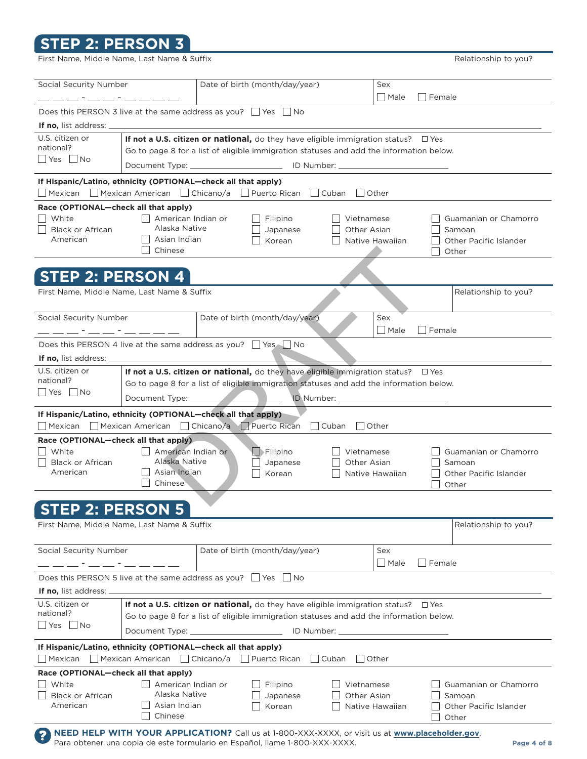## STEP 2: PERSON 3

First Name, Middle Name, Last Name & Suffix

Relationship to you?

| Social Security Number | Date of birth (month/day/year) | Sex |
|---|---|---|
| ___ ___ ___ - ___ ___ - ___ ___ ___ ___ | | ☐ Male ☐ Female |

Does this PERSON 3 live at the same address as you? ☐ Yes ☐ No

**If no,** list address: ______________________________

U.S. citizen or national? ☐ Yes ☐ No

**If not a U.S. citizen or national,** do they have eligible immigration status? ☐ Yes

Go to page 8 for a list of eligible immigration statuses and add the information below.

Document Type: ____________________ ID Number: ________________________

**If Hispanic/Latino, ethnicity (OPTIONAL—check all that apply)**

☐ Mexican ☐ Mexican American ☐ Chicano/a ☐ Puerto Rican ☐ Cuban ☐ Other

**Race (OPTIONAL—check all that apply)**

☐ White
☐ Black or African American
☐ American Indian or Alaska Native
☐ Asian Indian
☐ Chinese
☐ Filipino
☐ Japanese
☐ Korean
☐ Vietnamese
☐ Other Asian
☐ Native Hawaiian
☐ Guamanian or Chamorro
☐ Samoan
☐ Other Pacific Islander
☐ Other

## STEP 2: PERSON 4

First Name, Middle Name, Last Name & Suffix

Relationship to you?

| Social Security Number | Date of birth (month/day/year) | Sex |
|---|---|---|
| ___ ___ ___ - ___ ___ - ___ ___ ___ ___ | | ☐ Male ☐ Female |

Does this PERSON 4 live at the same address as you? ☐ Yes ☐ No

**If no,** list address: ______________________________

U.S. citizen or national? ☐ Yes ☐ No

**If not a U.S. citizen or national,** do they have eligible immigration status? ☐ Yes

Go to page 8 for a list of eligible immigration statuses and add the information below.

Document Type: ____________________ ID Number: ________________________

**If Hispanic/Latino, ethnicity (OPTIONAL—check all that apply)**

☐ Mexican ☐ Mexican American ☐ Chicano/a ☐ Puerto Rican ☐ Cuban ☐ Other

**Race (OPTIONAL—check all that apply)**

☐ White
☐ Black or African American
☐ American Indian or Alaska Native
☐ Asian Indian
☐ Chinese
☐ Filipino
☐ Japanese
☐ Korean
☐ Vietnamese
☐ Other Asian
☐ Native Hawaiian
☐ Guamanian or Chamorro
☐ Samoan
☐ Other Pacific Islander
☐ Other

DRAFT

## STEP 2: PERSON 5

First Name, Middle Name, Last Name & Suffix

Relationship to you?

| Social Security Number | Date of birth (month/day/year) | Sex |
|---|---|---|
| ___ ___ ___ - ___ ___ - ___ ___ ___ ___ | | ☐ Male ☐ Female |

Does this PERSON 5 live at the same address as you? ☐ Yes ☐ No

**If no,** list address: ______________________________

U.S. citizen or national? ☐ Yes ☐ No

**If not a U.S. citizen or national,** do they have eligible immigration status? ☐ Yes

Go to page 8 for a list of eligible immigration statuses and add the information below.

Document Type: ____________________ ID Number: ________________________

**If Hispanic/Latino, ethnicity (OPTIONAL—check all that apply)**

☐ Mexican ☐ Mexican American ☐ Chicano/a ☐ Puerto Rican ☐ Cuban ☐ Other

**Race (OPTIONAL—check all that apply)**

☐ White
☐ Black or African American
☐ American Indian or Alaska Native
☐ Asian Indian
☐ Chinese
☐ Filipino
☐ Japanese
☐ Korean
☐ Vietnamese
☐ Other Asian
☐ Native Hawaiian
☐ Guamanian or Chamorro
☐ Samoan
☐ Other Pacific Islander
☐ Other

**NEED HELP WITH YOUR APPLICATION?** Call us at 1-800-XXX-XXXX, or visit us at **www.placeholder.gov**.
Para obtener una copia de este formulario en Español, llame 1-800-XXX-XXXX.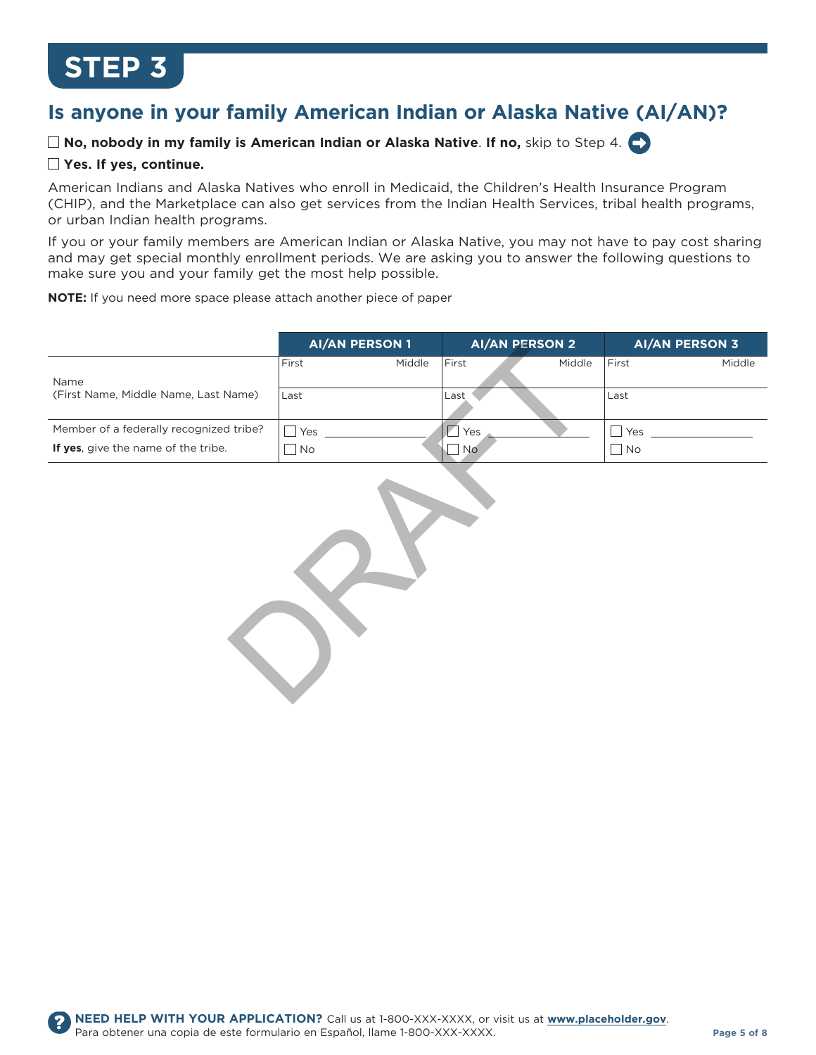# STEP 3

## Is anyone in your family American Indian or Alaska Native (AI/AN)?

☐ **No, nobody in my family is American Indian or Alaska Native**. **If no,** skip to Step 4.

☐ **Yes. If yes, continue.**

American Indians and Alaska Natives who enroll in Medicaid, the Children's Health Insurance Program (CHIP), and the Marketplace can also get services from the Indian Health Services, tribal health programs, or urban Indian health programs.

If you or your family members are American Indian or Alaska Native, you may not have to pay cost sharing and may get special monthly enrollment periods. We are asking you to answer the following questions to make sure you and your family get the most help possible.

**NOTE:** If you need more space please attach another piece of paper

| | AI/AN PERSON 1 | AI/AN PERSON 2 | AI/AN PERSON 3 |
|---|---|---|---|
| Name (First Name, Middle Name, Last Name) | First / Middle<br>Last | First / Middle<br>Last | First / Middle<br>Last |
| Member of a federally recognized tribe? **If yes**, give the name of the tribe. | ☐ Yes ______<br>☐ No | ☐ Yes ______<br>☐ No | ☐ Yes ______<br>☐ No |

DRAFT

**NEED HELP WITH YOUR APPLICATION?** Call us at 1-800-XXX-XXXX, or visit us at **www.placeholder.gov**.
Para obtener una copia de este formulario en Español, llame 1-800-XXX-XXXX.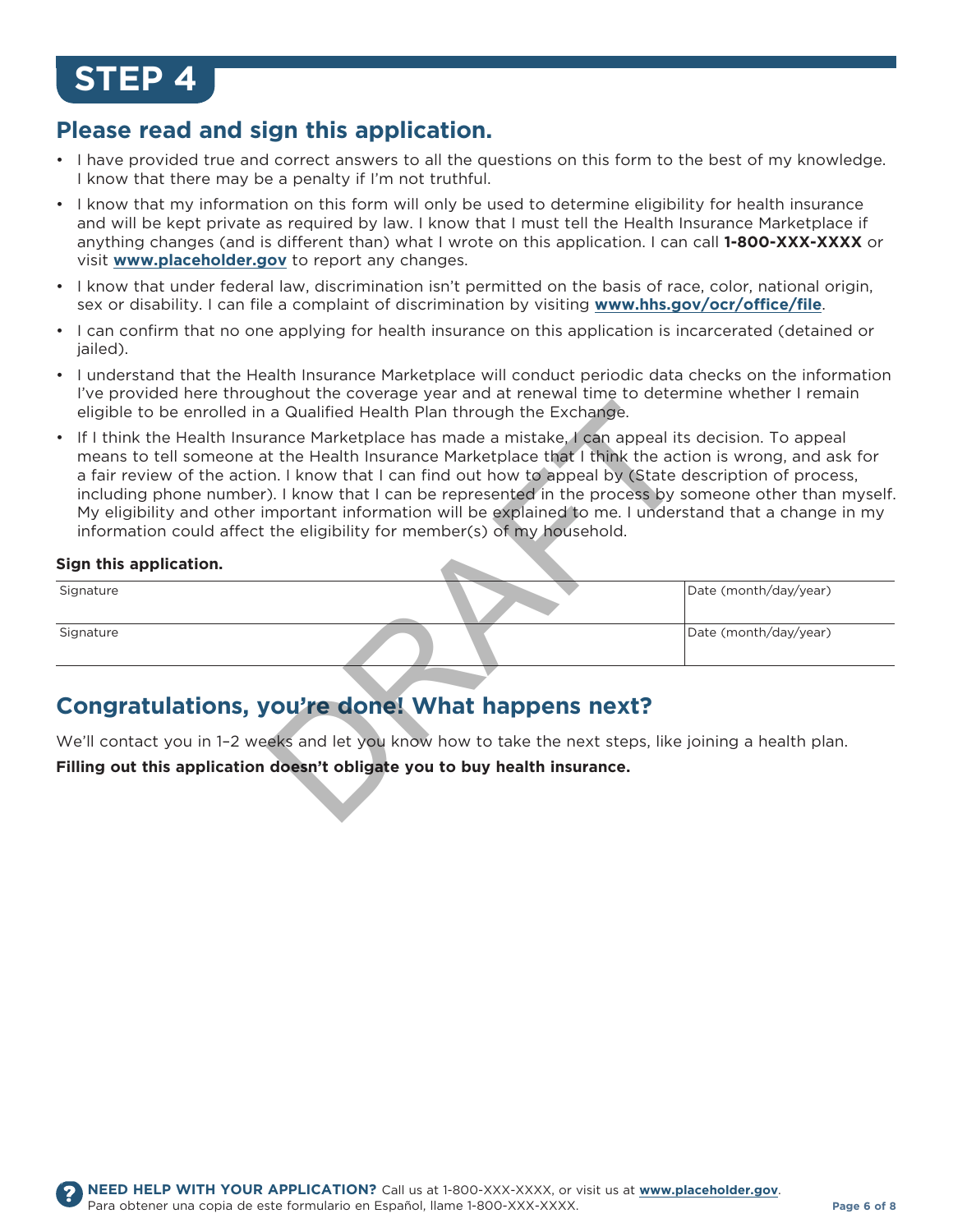# STEP 4

## Please read and sign this application.

- I have provided true and correct answers to all the questions on this form to the best of my knowledge. I know that there may be a penalty if I'm not truthful.
- I know that my information on this form will only be used to determine eligibility for health insurance and will be kept private as required by law. I know that I must tell the Health Insurance Marketplace if anything changes (and is different than) what I wrote on this application. I can call **1-800-XXX-XXXX** or visit **www.placeholder.gov** to report any changes.
- I know that under federal law, discrimination isn't permitted on the basis of race, color, national origin, sex or disability. I can file a complaint of discrimination by visiting **www.hhs.gov/ocr/office/file**.
- I can confirm that no one applying for health insurance on this application is incarcerated (detained or jailed).
- I understand that the Health Insurance Marketplace will conduct periodic data checks on the information I've provided here throughout the coverage year and at renewal time to determine whether I remain eligible to be enrolled in a Qualified Health Plan through the Exchange.
- If I think the Health Insurance Marketplace has made a mistake, I can appeal its decision. To appeal means to tell someone at the Health Insurance Marketplace that I think the action is wrong, and ask for a fair review of the action. I know that I can find out how to appeal by (State description of process, including phone number). I know that I can be represented in the process by someone other than myself. My eligibility and other important information will be explained to me. I understand that a change in my information could affect the eligibility for member(s) of my household.

**Sign this application.**

| Signature | Date (month/day/year) |
|---|---|
| Signature | Date (month/day/year) |

DRAFT

## Congratulations, you're done! What happens next?

We'll contact you in 1–2 weeks and let you know how to take the next steps, like joining a health plan.

**Filling out this application doesn't obligate you to buy health insurance.**

**NEED HELP WITH YOUR APPLICATION?** Call us at 1-800-XXX-XXXX, or visit us at **www.placeholder.gov**.
Para obtener una copia de este formulario en Español, llame 1-800-XXX-XXXX.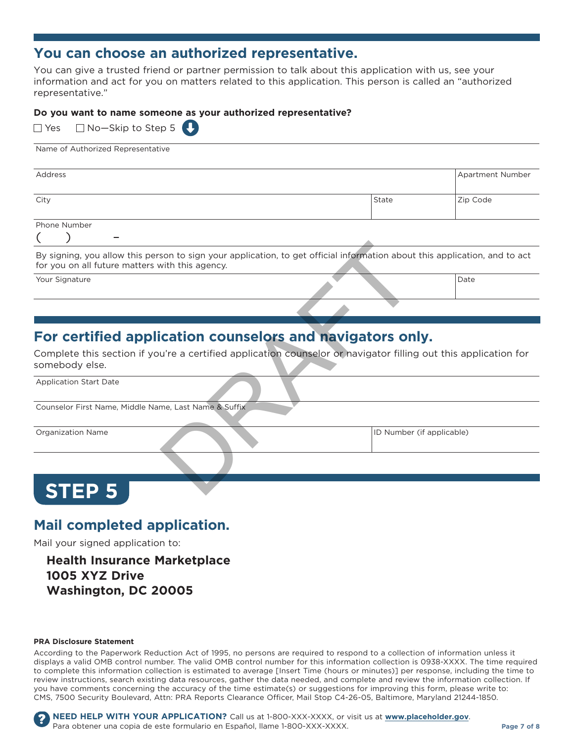## You can choose an authorized representative.

You can give a trusted friend or partner permission to talk about this application with us, see your information and act for you on matters related to this application. This person is called an "authorized representative."

**Do you want to name someone as your authorized representative?**

☐ Yes ☐ No—Skip to Step 5

Name of Authorized Representative

| Address | | Apartment Number |
|---|---|---|
| City | State | Zip Code |

Phone Number
( ) –

By signing, you allow this person to sign your application, to get official information about this application, and to act for you on all future matters with this agency.

| Your Signature | Date |
|---|---|

DRAFT

## For certified application counselors and navigators only.

Complete this section if you're a certified application counselor or navigator filling out this application for somebody else.

Application Start Date

Counselor First Name, Middle Name, Last Name & Suffix

| Organization Name | ID Number (if applicable) |
|---|---|

# STEP 5

## Mail completed application.

Mail your signed application to:

**Health Insurance Marketplace**
**1005 XYZ Drive**
**Washington, DC 20005**

**PRA Disclosure Statement**

According to the Paperwork Reduction Act of 1995, no persons are required to respond to a collection of information unless it displays a valid OMB control number. The valid OMB control number for this information collection is 0938-XXXX. The time required to complete this information collection is estimated to average [Insert Time (hours or minutes)] per response, including the time to review instructions, search existing data resources, gather the data needed, and complete and review the information collection. If you have comments concerning the accuracy of the time estimate(s) or suggestions for improving this form, please write to: CMS, 7500 Security Boulevard, Attn: PRA Reports Clearance Officer, Mail Stop C4-26-05, Baltimore, Maryland 21244-1850.

**NEED HELP WITH YOUR APPLICATION?** Call us at 1-800-XXX-XXXX, or visit us at **www.placeholder.gov**.
Para obtener una copia de este formulario en Español, llame 1-800-XXX-XXXX.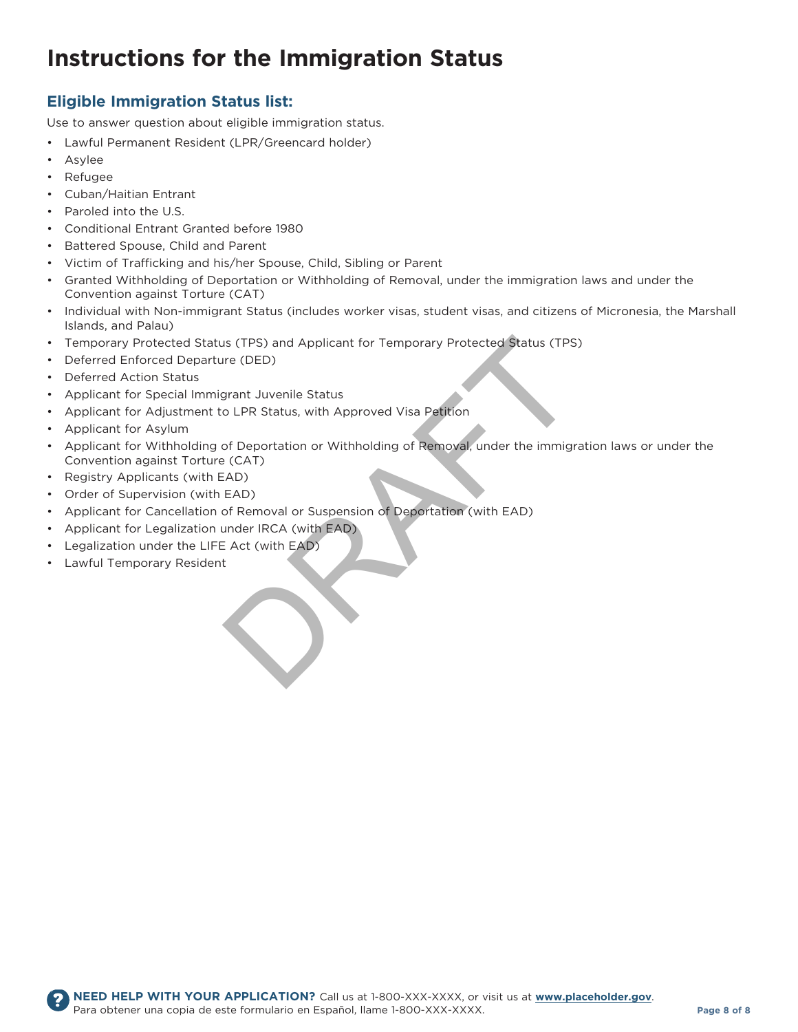# Instructions for the Immigration Status

## Eligible Immigration Status list:

Use to answer question about eligible immigration status.

- Lawful Permanent Resident (LPR/Greencard holder)
- Asylee
- Refugee
- Cuban/Haitian Entrant
- Paroled into the U.S.
- Conditional Entrant Granted before 1980
- Battered Spouse, Child and Parent
- Victim of Trafficking and his/her Spouse, Child, Sibling or Parent
- Granted Withholding of Deportation or Withholding of Removal, under the immigration laws and under the Convention against Torture (CAT)
- Individual with Non-immigrant Status (includes worker visas, student visas, and citizens of Micronesia, the Marshall Islands, and Palau)
- Temporary Protected Status (TPS) and Applicant for Temporary Protected Status (TPS)
- Deferred Enforced Departure (DED)
- Deferred Action Status
- Applicant for Special Immigrant Juvenile Status
- Applicant for Adjustment to LPR Status, with Approved Visa Petition
- Applicant for Asylum
- Applicant for Withholding of Deportation or Withholding of Removal, under the immigration laws or under the Convention against Torture (CAT)
- Registry Applicants (with EAD)
- Order of Supervision (with EAD)
- Applicant for Cancellation of Removal or Suspension of Deportation (with EAD)
- Applicant for Legalization under IRCA (with EAD)
- Legalization under the LIFE Act (with EAD)
- Lawful Temporary Resident

**NEED HELP WITH YOUR APPLICATION?** Call us at 1-800-XXX-XXXX, or visit us at **www.placeholder.gov**.
Para obtener una copia de este formulario en Español, llame 1-800-XXX-XXXX.